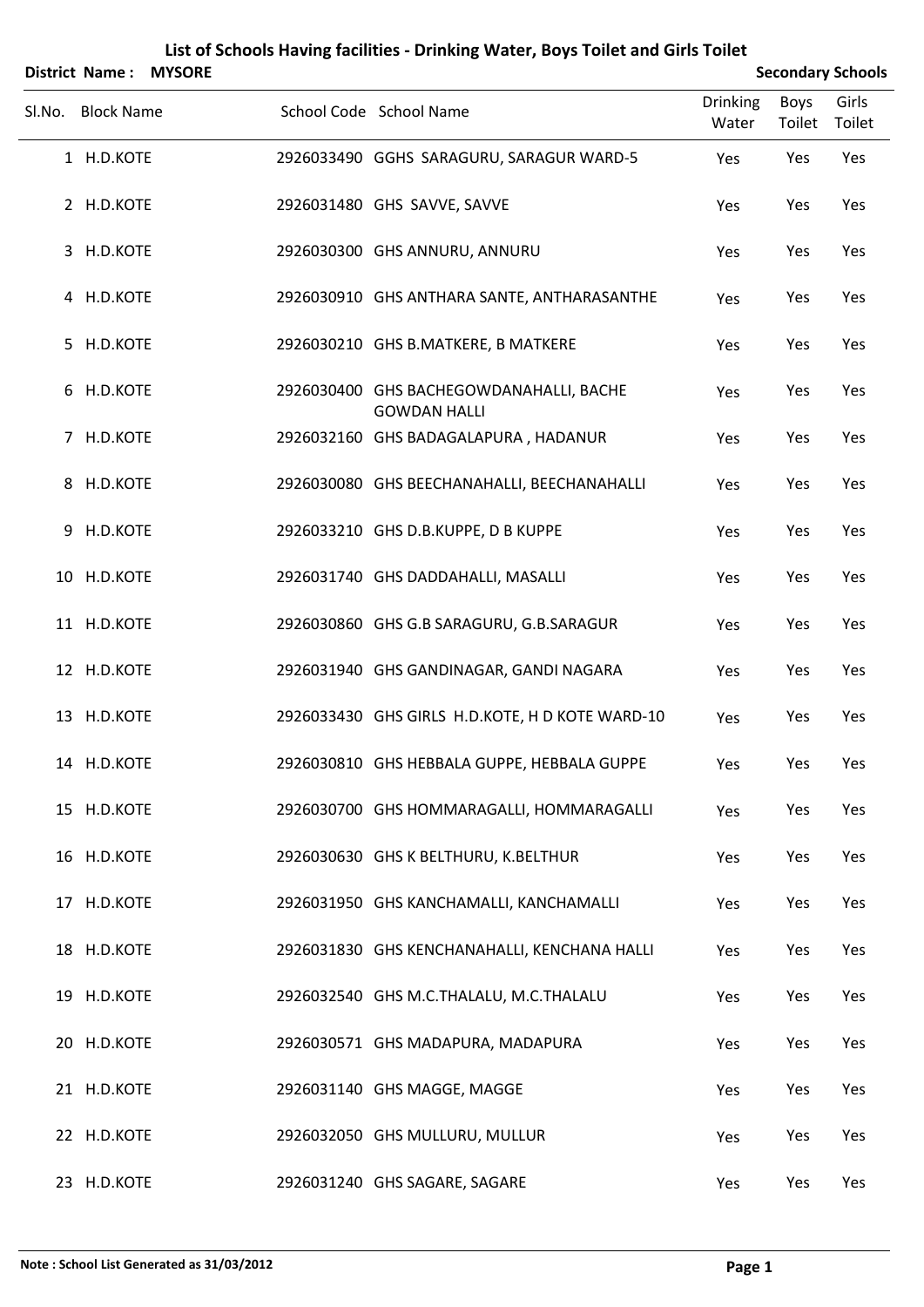# List of Schools Having facilities - Drinking Water, Boys Toilet and Girls Toilet

**District Name : MYSORE** **Secondary Schools**

| Sl.No. | Block Name | School Code | School Name | Drinking Water | Boys Toilet | Girls Toilet |
|---|---|---|---|---|---|---|
| 1 | H.D.KOTE | 2926033490 | GGHS SARAGURU, SARAGUR WARD-5 | Yes | Yes | Yes |
| 2 | H.D.KOTE | 2926031480 | GHS SAVVE, SAVVE | Yes | Yes | Yes |
| 3 | H.D.KOTE | 2926030300 | GHS ANNURU, ANNURU | Yes | Yes | Yes |
| 4 | H.D.KOTE | 2926030910 | GHS ANTHARA SANTE, ANTHARASANTHE | Yes | Yes | Yes |
| 5 | H.D.KOTE | 2926030210 | GHS B.MATKERE, B MATKERE | Yes | Yes | Yes |
| 6 | H.D.KOTE | 2926030400 | GHS BACHEGOWDANAHALLI, BACHE GOWDAN HALLI | Yes | Yes | Yes |
| 7 | H.D.KOTE | 2926032160 | GHS BADAGALAPURA , HADANUR | Yes | Yes | Yes |
| 8 | H.D.KOTE | 2926030080 | GHS BEECHANAHALLI, BEECHANAHALLI | Yes | Yes | Yes |
| 9 | H.D.KOTE | 2926033210 | GHS D.B.KUPPE, D B KUPPE | Yes | Yes | Yes |
| 10 | H.D.KOTE | 2926031740 | GHS DADDAHALLI, MASALLI | Yes | Yes | Yes |
| 11 | H.D.KOTE | 2926030860 | GHS G.B SARAGURU, G.B.SARAGUR | Yes | Yes | Yes |
| 12 | H.D.KOTE | 2926031940 | GHS GANDINAGAR, GANDI NAGARA | Yes | Yes | Yes |
| 13 | H.D.KOTE | 2926033430 | GHS GIRLS H.D.KOTE, H D KOTE WARD-10 | Yes | Yes | Yes |
| 14 | H.D.KOTE | 2926030810 | GHS HEBBALA GUPPE, HEBBALA GUPPE | Yes | Yes | Yes |
| 15 | H.D.KOTE | 2926030700 | GHS HOMMARAGALLI, HOMMARAGALLI | Yes | Yes | Yes |
| 16 | H.D.KOTE | 2926030630 | GHS K BELTHURU, K.BELTHUR | Yes | Yes | Yes |
| 17 | H.D.KOTE | 2926031950 | GHS KANCHAMALLI, KANCHAMALLI | Yes | Yes | Yes |
| 18 | H.D.KOTE | 2926031830 | GHS KENCHANAHALLI, KENCHANA HALLI | Yes | Yes | Yes |
| 19 | H.D.KOTE | 2926032540 | GHS M.C.THALALU, M.C.THALALU | Yes | Yes | Yes |
| 20 | H.D.KOTE | 2926030571 | GHS MADAPURA, MADAPURA | Yes | Yes | Yes |
| 21 | H.D.KOTE | 2926031140 | GHS MAGGE, MAGGE | Yes | Yes | Yes |
| 22 | H.D.KOTE | 2926032050 | GHS MULLURU, MULLUR | Yes | Yes | Yes |
| 23 | H.D.KOTE | 2926031240 | GHS SAGARE, SAGARE | Yes | Yes | Yes |

**Note : School List Generated as 31/03/2012**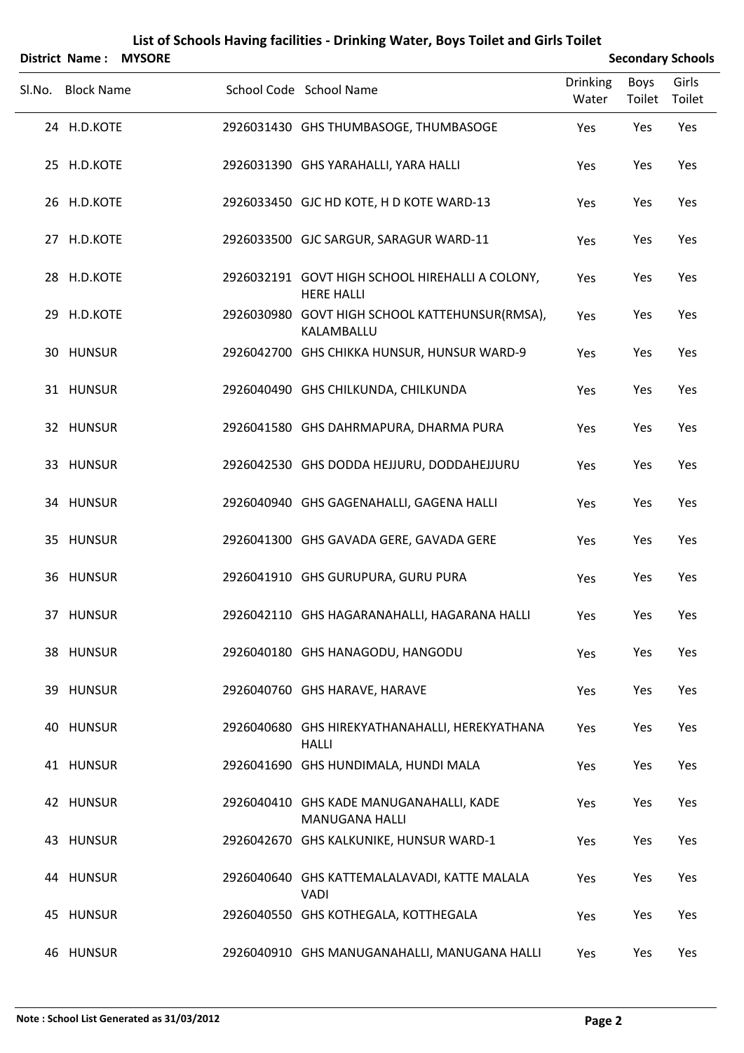# List of Schools Having facilities - Drinking Water, Boys Toilet and Girls Toilet

**District Name : MYSORE** | **Secondary Schools**

| Sl.No. | Block Name | School Code | School Name | Drinking Water | Boys Toilet | Girls Toilet |
|---|---|---|---|---|---|---|
| 24 | H.D.KOTE | 2926031430 | GHS THUMBASOGE, THUMBASOGE | Yes | Yes | Yes |
| 25 | H.D.KOTE | 2926031390 | GHS YARAHALLI, YARA HALLI | Yes | Yes | Yes |
| 26 | H.D.KOTE | 2926033450 | GJC HD KOTE, H D KOTE WARD-13 | Yes | Yes | Yes |
| 27 | H.D.KOTE | 2926033500 | GJC SARGUR, SARAGUR WARD-11 | Yes | Yes | Yes |
| 28 | H.D.KOTE | 2926032191 | GOVT HIGH SCHOOL HIREHALLI A COLONY, HERE HALLI | Yes | Yes | Yes |
| 29 | H.D.KOTE | 2926030980 | GOVT HIGH SCHOOL KATTEHUNSUR(RMSA), KALAMBALLU | Yes | Yes | Yes |
| 30 | HUNSUR | 2926042700 | GHS CHIKKA HUNSUR, HUNSUR WARD-9 | Yes | Yes | Yes |
| 31 | HUNSUR | 2926040490 | GHS CHILKUNDA, CHILKUNDA | Yes | Yes | Yes |
| 32 | HUNSUR | 2926041580 | GHS DAHRMAPURA, DHARMA PURA | Yes | Yes | Yes |
| 33 | HUNSUR | 2926042530 | GHS DODDA HEJJURU, DODDAHEJJURU | Yes | Yes | Yes |
| 34 | HUNSUR | 2926040940 | GHS GAGENAHALLI, GAGENA HALLI | Yes | Yes | Yes |
| 35 | HUNSUR | 2926041300 | GHS GAVADA GERE, GAVADA GERE | Yes | Yes | Yes |
| 36 | HUNSUR | 2926041910 | GHS GURUPURA, GURU PURA | Yes | Yes | Yes |
| 37 | HUNSUR | 2926042110 | GHS HAGARANAHALLI, HAGARANA HALLI | Yes | Yes | Yes |
| 38 | HUNSUR | 2926040180 | GHS HANAGODU, HANGODU | Yes | Yes | Yes |
| 39 | HUNSUR | 2926040760 | GHS HARAVE, HARAVE | Yes | Yes | Yes |
| 40 | HUNSUR | 2926040680 | GHS HIREKYATHANAHALLI, HEREKYATHANA HALLI | Yes | Yes | Yes |
| 41 | HUNSUR | 2926041690 | GHS HUNDIMALA, HUNDI MALA | Yes | Yes | Yes |
| 42 | HUNSUR | 2926040410 | GHS KADE MANUGANAHALLI, KADE MANUGANA HALLI | Yes | Yes | Yes |
| 43 | HUNSUR | 2926042670 | GHS KALKUNIKE, HUNSUR WARD-1 | Yes | Yes | Yes |
| 44 | HUNSUR | 2926040640 | GHS KATTEMALALAVADI, KATTE MALALA VADI | Yes | Yes | Yes |
| 45 | HUNSUR | 2926040550 | GHS KOTHEGALA, KOTTHEGALA | Yes | Yes | Yes |
| 46 | HUNSUR | 2926040910 | GHS MANUGANAHALLI, MANUGANA HALLI | Yes | Yes | Yes |

**Note : School List Generated as 31/03/2012**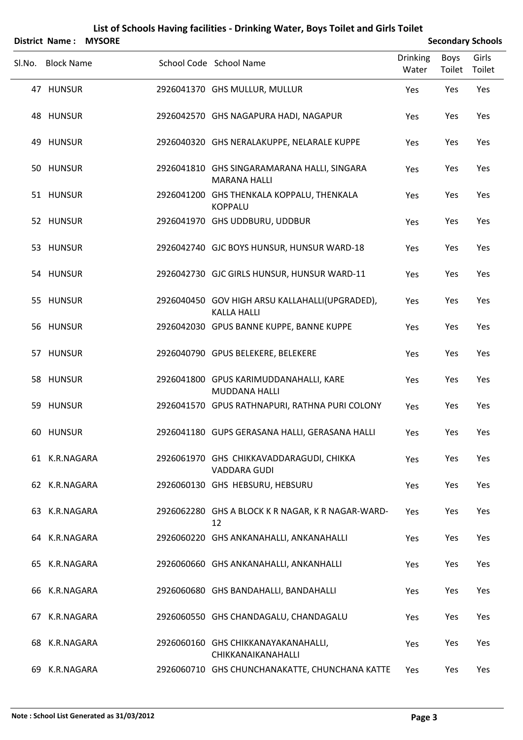# List of Schools Having facilities - Drinking Water, Boys Toilet and Girls Toilet

**District Name : MYSORE** **Secondary Schools**

| Sl.No. | Block Name | School Code | School Name | Drinking Water | Boys Toilet | Girls Toilet |
|---|---|---|---|---|---|---|
| 47 | HUNSUR | 2926041370 | GHS MULLUR, MULLUR | Yes | Yes | Yes |
| 48 | HUNSUR | 2926042570 | GHS NAGAPURA HADI, NAGAPUR | Yes | Yes | Yes |
| 49 | HUNSUR | 2926040320 | GHS NERALAKUPPE, NELARALE KUPPE | Yes | Yes | Yes |
| 50 | HUNSUR | 2926041810 | GHS SINGARAMARANA HALLI, SINGARA MARANA HALLI | Yes | Yes | Yes |
| 51 | HUNSUR | 2926041200 | GHS THENKALA KOPPALU, THENKALA KOPPALU | Yes | Yes | Yes |
| 52 | HUNSUR | 2926041970 | GHS UDDBURU, UDDBUR | Yes | Yes | Yes |
| 53 | HUNSUR | 2926042740 | GJC BOYS HUNSUR, HUNSUR WARD-18 | Yes | Yes | Yes |
| 54 | HUNSUR | 2926042730 | GJC GIRLS HUNSUR, HUNSUR WARD-11 | Yes | Yes | Yes |
| 55 | HUNSUR | 2926040450 | GOV HIGH ARSU KALLAHALLI(UPGRADED), KALLA HALLI | Yes | Yes | Yes |
| 56 | HUNSUR | 2926042030 | GPUS BANNE KUPPE, BANNE KUPPE | Yes | Yes | Yes |
| 57 | HUNSUR | 2926040790 | GPUS BELEKERE, BELEKERE | Yes | Yes | Yes |
| 58 | HUNSUR | 2926041800 | GPUS KARIMUDDANAHALLI, KARE MUDDANA HALLI | Yes | Yes | Yes |
| 59 | HUNSUR | 2926041570 | GPUS RATHNAPURI, RATHNA PURI COLONY | Yes | Yes | Yes |
| 60 | HUNSUR | 2926041180 | GUPS GERASANA HALLI, GERASANA HALLI | Yes | Yes | Yes |
| 61 | K.R.NAGARA | 2926061970 | GHS CHIKKAVADDARAGUDI, CHIKKA VADDARA GUDI | Yes | Yes | Yes |
| 62 | K.R.NAGARA | 2926060130 | GHS HEBSURU, HEBSURU | Yes | Yes | Yes |
| 63 | K.R.NAGARA | 2926062280 | GHS A BLOCK K R NAGAR, K R NAGAR-WARD-12 | Yes | Yes | Yes |
| 64 | K.R.NAGARA | 2926060220 | GHS ANKANAHALLI, ANKANAHALLI | Yes | Yes | Yes |
| 65 | K.R.NAGARA | 2926060660 | GHS ANKANAHALLI, ANKANHALLI | Yes | Yes | Yes |
| 66 | K.R.NAGARA | 2926060680 | GHS BANDAHALLI, BANDAHALLI | Yes | Yes | Yes |
| 67 | K.R.NAGARA | 2926060550 | GHS CHANDAGALU, CHANDAGALU | Yes | Yes | Yes |
| 68 | K.R.NAGARA | 2926060160 | GHS CHIKKANAYAKANAHALLI, CHIKKANAIKANAHALLI | Yes | Yes | Yes |
| 69 | K.R.NAGARA | 2926060710 | GHS CHUNCHANAKATTE, CHUNCHANA KATTE | Yes | Yes | Yes |

**Note : School List Generated as 31/03/2012**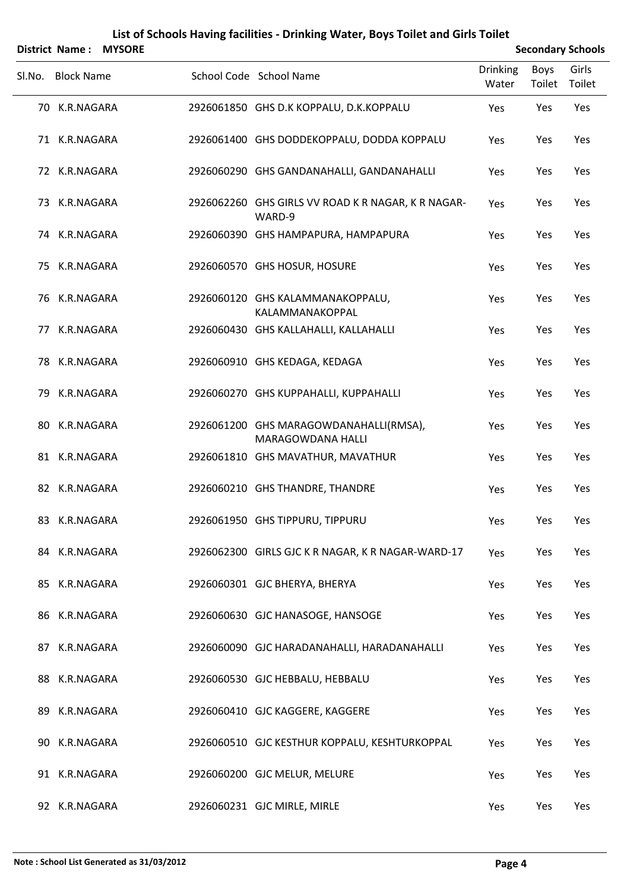# List of Schools Having facilities - Drinking Water, Boys Toilet and Girls Toilet

**District Name : MYSORE** **Secondary Schools**

| Sl.No. | Block Name | School Code | School Name | Drinking Water | Boys Toilet | Girls Toilet |
|---|---|---|---|---|---|---|
| 70 | K.R.NAGARA | 2926061850 | GHS D.K KOPPALU, D.K.KOPPALU | Yes | Yes | Yes |
| 71 | K.R.NAGARA | 2926061400 | GHS DODDEKOPPALU, DODDA KOPPALU | Yes | Yes | Yes |
| 72 | K.R.NAGARA | 2926060290 | GHS GANDANAHALLI, GANDANAHALLI | Yes | Yes | Yes |
| 73 | K.R.NAGARA | 2926062260 | GHS GIRLS VV ROAD K R NAGAR, K R NAGAR-WARD-9 | Yes | Yes | Yes |
| 74 | K.R.NAGARA | 2926060390 | GHS HAMPAPURA, HAMPAPURA | Yes | Yes | Yes |
| 75 | K.R.NAGARA | 2926060570 | GHS HOSUR, HOSURE | Yes | Yes | Yes |
| 76 | K.R.NAGARA | 2926060120 | GHS KALAMMANAKOPPALU, KALAMMANAKOPPAL | Yes | Yes | Yes |
| 77 | K.R.NAGARA | 2926060430 | GHS KALLAHALLI, KALLAHALLI | Yes | Yes | Yes |
| 78 | K.R.NAGARA | 2926060910 | GHS KEDAGA, KEDAGA | Yes | Yes | Yes |
| 79 | K.R.NAGARA | 2926060270 | GHS KUPPAHALLI, KUPPAHALLI | Yes | Yes | Yes |
| 80 | K.R.NAGARA | 2926061200 | GHS MARAGOWDANAHALLI(RMSA), MARAGOWDANA HALLI | Yes | Yes | Yes |
| 81 | K.R.NAGARA | 2926061810 | GHS MAVATHUR, MAVATHUR | Yes | Yes | Yes |
| 82 | K.R.NAGARA | 2926060210 | GHS THANDRE, THANDRE | Yes | Yes | Yes |
| 83 | K.R.NAGARA | 2926061950 | GHS TIPPURU, TIPPURU | Yes | Yes | Yes |
| 84 | K.R.NAGARA | 2926062300 | GIRLS GJC K R NAGAR, K R NAGAR-WARD-17 | Yes | Yes | Yes |
| 85 | K.R.NAGARA | 2926060301 | GJC BHERYA, BHERYA | Yes | Yes | Yes |
| 86 | K.R.NAGARA | 2926060630 | GJC HANASOGE, HANSOGE | Yes | Yes | Yes |
| 87 | K.R.NAGARA | 2926060090 | GJC HARADANAHALLI, HARADANAHALLI | Yes | Yes | Yes |
| 88 | K.R.NAGARA | 2926060530 | GJC HEBBALU, HEBBALU | Yes | Yes | Yes |
| 89 | K.R.NAGARA | 2926060410 | GJC KAGGERE, KAGGERE | Yes | Yes | Yes |
| 90 | K.R.NAGARA | 2926060510 | GJC KESTHUR KOPPALU, KESHTURKOPPAL | Yes | Yes | Yes |
| 91 | K.R.NAGARA | 2926060200 | GJC MELUR, MELURE | Yes | Yes | Yes |
| 92 | K.R.NAGARA | 2926060231 | GJC MIRLE, MIRLE | Yes | Yes | Yes |

**Note : School List Generated as 31/03/2012**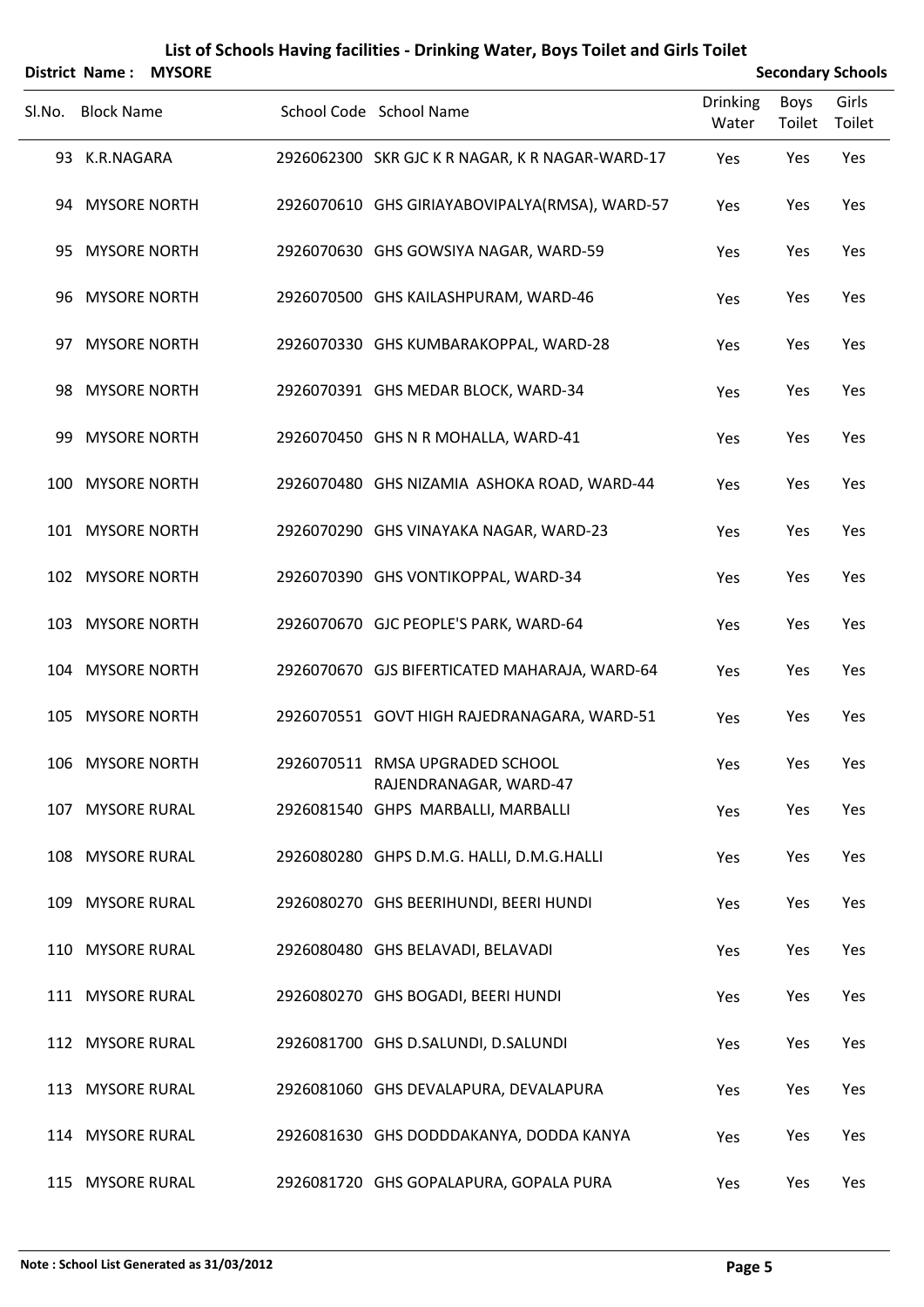# List of Schools Having facilities - Drinking Water, Boys Toilet and Girls Toilet

**District Name : MYSORE** — **Secondary Schools**

| Sl.No. | Block Name | School Code | School Name | Drinking Water | Boys Toilet | Girls Toilet |
|---|---|---|---|---|---|---|
| 93 | K.R.NAGARA | 2926062300 | SKR GJC K R NAGAR, K R NAGAR-WARD-17 | Yes | Yes | Yes |
| 94 | MYSORE NORTH | 2926070610 | GHS GIRIAYABOVIPALYA(RMSA), WARD-57 | Yes | Yes | Yes |
| 95 | MYSORE NORTH | 2926070630 | GHS GOWSIYA NAGAR, WARD-59 | Yes | Yes | Yes |
| 96 | MYSORE NORTH | 2926070500 | GHS KAILASHPURAM, WARD-46 | Yes | Yes | Yes |
| 97 | MYSORE NORTH | 2926070330 | GHS KUMBARAKOPPAL, WARD-28 | Yes | Yes | Yes |
| 98 | MYSORE NORTH | 2926070391 | GHS MEDAR BLOCK, WARD-34 | Yes | Yes | Yes |
| 99 | MYSORE NORTH | 2926070450 | GHS N R MOHALLA, WARD-41 | Yes | Yes | Yes |
| 100 | MYSORE NORTH | 2926070480 | GHS NIZAMIA ASHOKA ROAD, WARD-44 | Yes | Yes | Yes |
| 101 | MYSORE NORTH | 2926070290 | GHS VINAYAKA NAGAR, WARD-23 | Yes | Yes | Yes |
| 102 | MYSORE NORTH | 2926070390 | GHS VONTIKOPPAL, WARD-34 | Yes | Yes | Yes |
| 103 | MYSORE NORTH | 2926070670 | GJC PEOPLE'S PARK, WARD-64 | Yes | Yes | Yes |
| 104 | MYSORE NORTH | 2926070670 | GJS BIFERTICATED MAHARAJA, WARD-64 | Yes | Yes | Yes |
| 105 | MYSORE NORTH | 2926070551 | GOVT HIGH RAJEDRANAGARA, WARD-51 | Yes | Yes | Yes |
| 106 | MYSORE NORTH | 2926070511 | RMSA UPGRADED SCHOOL RAJENDRANAGAR, WARD-47 | Yes | Yes | Yes |
| 107 | MYSORE RURAL | 2926081540 | GHPS MARBALLI, MARBALLI | Yes | Yes | Yes |
| 108 | MYSORE RURAL | 2926080280 | GHPS D.M.G. HALLI, D.M.G.HALLI | Yes | Yes | Yes |
| 109 | MYSORE RURAL | 2926080270 | GHS BEERIHUNDI, BEERI HUNDI | Yes | Yes | Yes |
| 110 | MYSORE RURAL | 2926080480 | GHS BELAVADI, BELAVADI | Yes | Yes | Yes |
| 111 | MYSORE RURAL | 2926080270 | GHS BOGADI, BEERI HUNDI | Yes | Yes | Yes |
| 112 | MYSORE RURAL | 2926081700 | GHS D.SALUNDI, D.SALUNDI | Yes | Yes | Yes |
| 113 | MYSORE RURAL | 2926081060 | GHS DEVALAPURA, DEVALAPURA | Yes | Yes | Yes |
| 114 | MYSORE RURAL | 2926081630 | GHS DODDDAKANYA, DODDA KANYA | Yes | Yes | Yes |
| 115 | MYSORE RURAL | 2926081720 | GHS GOPALAPURA, GOPALA PURA | Yes | Yes | Yes |

**Note : School List Generated as 31/03/2012**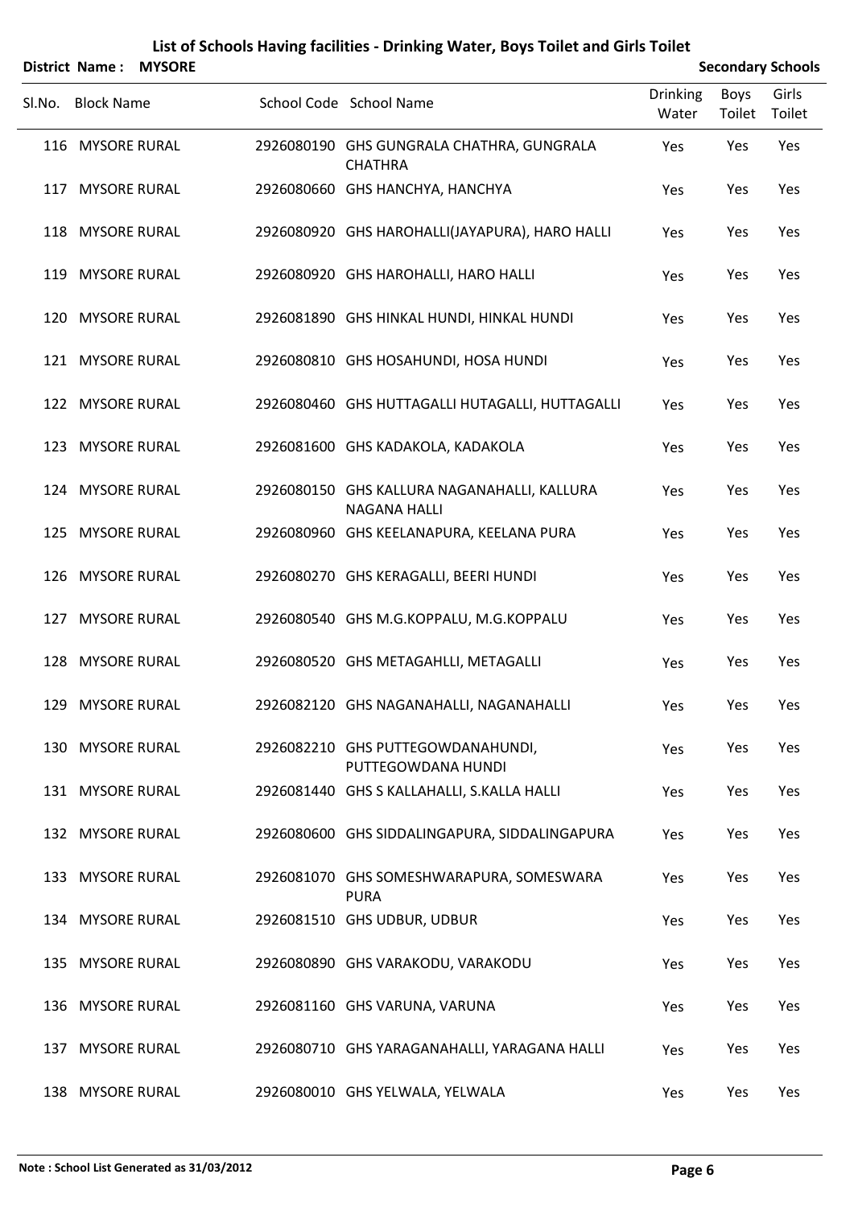# List of Schools Having facilities - Drinking Water, Boys Toilet and Girls Toilet

**District Name : MYSORE** **Secondary Schools**

| Sl.No. | Block Name | School Code | School Name | Drinking Water | Boys Toilet | Girls Toilet |
|---|---|---|---|---|---|---|
| 116 | MYSORE RURAL | 2926080190 | GHS GUNGRALA CHATHRA, GUNGRALA CHATHRA | Yes | Yes | Yes |
| 117 | MYSORE RURAL | 2926080660 | GHS HANCHYA, HANCHYA | Yes | Yes | Yes |
| 118 | MYSORE RURAL | 2926080920 | GHS HAROHALLI(JAYAPURA), HARO HALLI | Yes | Yes | Yes |
| 119 | MYSORE RURAL | 2926080920 | GHS HAROHALLI, HARO HALLI | Yes | Yes | Yes |
| 120 | MYSORE RURAL | 2926081890 | GHS HINKAL HUNDI, HINKAL HUNDI | Yes | Yes | Yes |
| 121 | MYSORE RURAL | 2926080810 | GHS HOSAHUNDI, HOSA HUNDI | Yes | Yes | Yes |
| 122 | MYSORE RURAL | 2926080460 | GHS HUTTAGALLI HUTAGALLI, HUTTAGALLI | Yes | Yes | Yes |
| 123 | MYSORE RURAL | 2926081600 | GHS KADAKOLA, KADAKOLA | Yes | Yes | Yes |
| 124 | MYSORE RURAL | 2926080150 | GHS KALLURA NAGANAHALLI, KALLURA NAGANA HALLI | Yes | Yes | Yes |
| 125 | MYSORE RURAL | 2926080960 | GHS KEELANAPURA, KEELANA PURA | Yes | Yes | Yes |
| 126 | MYSORE RURAL | 2926080270 | GHS KERAGALLI, BEERI HUNDI | Yes | Yes | Yes |
| 127 | MYSORE RURAL | 2926080540 | GHS M.G.KOPPALU, M.G.KOPPALU | Yes | Yes | Yes |
| 128 | MYSORE RURAL | 2926080520 | GHS METAGAHLLI, METAGALLI | Yes | Yes | Yes |
| 129 | MYSORE RURAL | 2926082120 | GHS NAGANAHALLI, NAGANAHALLI | Yes | Yes | Yes |
| 130 | MYSORE RURAL | 2926082210 | GHS PUTTEGOWDANAHUNDI, PUTTEGOWDANA HUNDI | Yes | Yes | Yes |
| 131 | MYSORE RURAL | 2926081440 | GHS S KALLAHALLI, S.KALLA HALLI | Yes | Yes | Yes |
| 132 | MYSORE RURAL | 2926080600 | GHS SIDDALINGAPURA, SIDDALINGAPURA | Yes | Yes | Yes |
| 133 | MYSORE RURAL | 2926081070 | GHS SOMESHWARAPURA, SOMESWARA PURA | Yes | Yes | Yes |
| 134 | MYSORE RURAL | 2926081510 | GHS UDBUR, UDBUR | Yes | Yes | Yes |
| 135 | MYSORE RURAL | 2926080890 | GHS VARAKODU, VARAKODU | Yes | Yes | Yes |
| 136 | MYSORE RURAL | 2926081160 | GHS VARUNA, VARUNA | Yes | Yes | Yes |
| 137 | MYSORE RURAL | 2926080710 | GHS YARAGANAHALLI, YARAGANA HALLI | Yes | Yes | Yes |
| 138 | MYSORE RURAL | 2926080010 | GHS YELWALA, YELWALA | Yes | Yes | Yes |

**Note : School List Generated as 31/03/2012**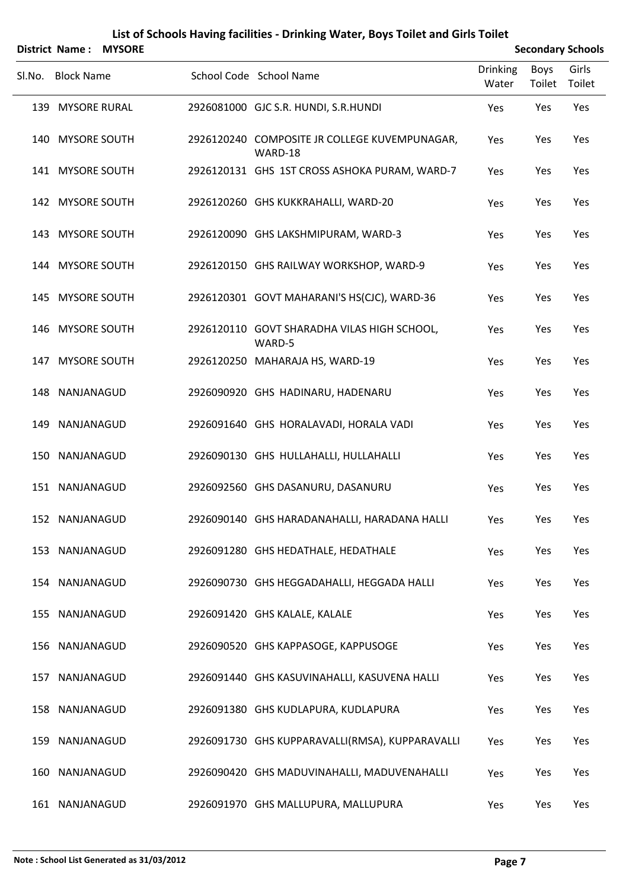# List of Schools Having facilities - Drinking Water, Boys Toilet and Girls Toilet

**District Name : MYSORE** — **Secondary Schools**

| Sl.No. | Block Name | School Code | School Name | Drinking Water | Boys Toilet | Girls Toilet |
|---|---|---|---|---|---|---|
| 139 | MYSORE RURAL | 2926081000 | GJC S.R. HUNDI, S.R.HUNDI | Yes | Yes | Yes |
| 140 | MYSORE SOUTH | 2926120240 | COMPOSITE JR COLLEGE KUVEMPUNAGAR, WARD-18 | Yes | Yes | Yes |
| 141 | MYSORE SOUTH | 2926120131 | GHS 1ST CROSS ASHOKA PURAM, WARD-7 | Yes | Yes | Yes |
| 142 | MYSORE SOUTH | 2926120260 | GHS KUKKRAHALLI, WARD-20 | Yes | Yes | Yes |
| 143 | MYSORE SOUTH | 2926120090 | GHS LAKSHMIPURAM, WARD-3 | Yes | Yes | Yes |
| 144 | MYSORE SOUTH | 2926120150 | GHS RAILWAY WORKSHOP, WARD-9 | Yes | Yes | Yes |
| 145 | MYSORE SOUTH | 2926120301 | GOVT MAHARANI'S HS(CJC), WARD-36 | Yes | Yes | Yes |
| 146 | MYSORE SOUTH | 2926120110 | GOVT SHARADHA VILAS HIGH SCHOOL, WARD-5 | Yes | Yes | Yes |
| 147 | MYSORE SOUTH | 2926120250 | MAHARAJA HS, WARD-19 | Yes | Yes | Yes |
| 148 | NANJANAGUD | 2926090920 | GHS HADINARU, HADENARU | Yes | Yes | Yes |
| 149 | NANJANAGUD | 2926091640 | GHS HORALAVADI, HORALA VADI | Yes | Yes | Yes |
| 150 | NANJANAGUD | 2926090130 | GHS HULLAHALLI, HULLAHALLI | Yes | Yes | Yes |
| 151 | NANJANAGUD | 2926092560 | GHS DASANURU, DASANURU | Yes | Yes | Yes |
| 152 | NANJANAGUD | 2926090140 | GHS HARADANAHALLI, HARADANA HALLI | Yes | Yes | Yes |
| 153 | NANJANAGUD | 2926091280 | GHS HEDATHALE, HEDATHALE | Yes | Yes | Yes |
| 154 | NANJANAGUD | 2926090730 | GHS HEGGADAHALLI, HEGGADA HALLI | Yes | Yes | Yes |
| 155 | NANJANAGUD | 2926091420 | GHS KALALE, KALALE | Yes | Yes | Yes |
| 156 | NANJANAGUD | 2926090520 | GHS KAPPASOGE, KAPPUSOGE | Yes | Yes | Yes |
| 157 | NANJANAGUD | 2926091440 | GHS KASUVINAHALLI, KASUVENA HALLI | Yes | Yes | Yes |
| 158 | NANJANAGUD | 2926091380 | GHS KUDLAPURA, KUDLAPURA | Yes | Yes | Yes |
| 159 | NANJANAGUD | 2926091730 | GHS KUPPARAVALLI(RMSA), KUPPARAVALLI | Yes | Yes | Yes |
| 160 | NANJANAGUD | 2926090420 | GHS MADUVINAHALLI, MADUVENAHALLI | Yes | Yes | Yes |
| 161 | NANJANAGUD | 2926091970 | GHS MALLUPURA, MALLUPURA | Yes | Yes | Yes |

**Note : School List Generated as 31/03/2012**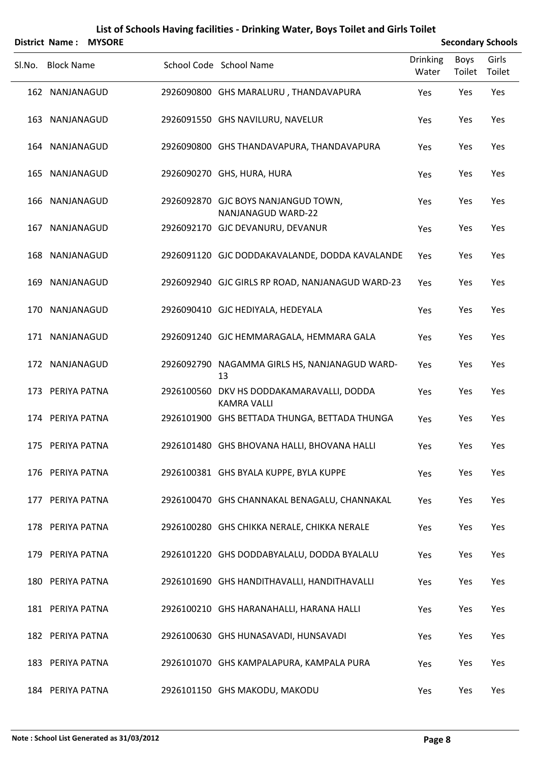# List of Schools Having facilities - Drinking Water, Boys Toilet and Girls Toilet

**District Name : MYSORE** **Secondary Schools**

| Sl.No. | Block Name | School Code | School Name | Drinking Water | Boys Toilet | Girls Toilet |
|---|---|---|---|---|---|---|
| 162 | NANJANAGUD | 2926090800 | GHS MARALURU , THANDAVAPURA | Yes | Yes | Yes |
| 163 | NANJANAGUD | 2926091550 | GHS NAVILURU, NAVELUR | Yes | Yes | Yes |
| 164 | NANJANAGUD | 2926090800 | GHS THANDAVAPURA, THANDAVAPURA | Yes | Yes | Yes |
| 165 | NANJANAGUD | 2926090270 | GHS, HURA, HURA | Yes | Yes | Yes |
| 166 | NANJANAGUD | 2926092870 | GJC BOYS NANJANGUD TOWN, NANJANAGUD WARD-22 | Yes | Yes | Yes |
| 167 | NANJANAGUD | 2926092170 | GJC DEVANURU, DEVANUR | Yes | Yes | Yes |
| 168 | NANJANAGUD | 2926091120 | GJC DODDAKAVALANDE, DODDA KAVALANDE | Yes | Yes | Yes |
| 169 | NANJANAGUD | 2926092940 | GJC GIRLS RP ROAD, NANJANAGUD WARD-23 | Yes | Yes | Yes |
| 170 | NANJANAGUD | 2926090410 | GJC HEDIYALA, HEDEYALA | Yes | Yes | Yes |
| 171 | NANJANAGUD | 2926091240 | GJC HEMMARAGALA, HEMMARA GALA | Yes | Yes | Yes |
| 172 | NANJANAGUD | 2926092790 | NAGAMMA GIRLS HS, NANJANAGUD WARD-13 | Yes | Yes | Yes |
| 173 | PERIYA PATNA | 2926100560 | DKV HS DODDAKAMARAVALLI, DODDA KAMRA VALLI | Yes | Yes | Yes |
| 174 | PERIYA PATNA | 2926101900 | GHS BETTADA THUNGA, BETTADA THUNGA | Yes | Yes | Yes |
| 175 | PERIYA PATNA | 2926101480 | GHS BHOVANA HALLI, BHOVANA HALLI | Yes | Yes | Yes |
| 176 | PERIYA PATNA | 2926100381 | GHS BYALA KUPPE, BYLA KUPPE | Yes | Yes | Yes |
| 177 | PERIYA PATNA | 2926100470 | GHS CHANNAKAL BENAGALU, CHANNAKAL | Yes | Yes | Yes |
| 178 | PERIYA PATNA | 2926100280 | GHS CHIKKA NERALE, CHIKKA NERALE | Yes | Yes | Yes |
| 179 | PERIYA PATNA | 2926101220 | GHS DODDABYALALU, DODDA BYALALU | Yes | Yes | Yes |
| 180 | PERIYA PATNA | 2926101690 | GHS HANDITHAVALLI, HANDITHAVALLI | Yes | Yes | Yes |
| 181 | PERIYA PATNA | 2926100210 | GHS HARANAHALLI, HARANA HALLI | Yes | Yes | Yes |
| 182 | PERIYA PATNA | 2926100630 | GHS HUNASAVADI, HUNSAVADI | Yes | Yes | Yes |
| 183 | PERIYA PATNA | 2926101070 | GHS KAMPALAPURA, KAMPALA PURA | Yes | Yes | Yes |
| 184 | PERIYA PATNA | 2926101150 | GHS MAKODU, MAKODU | Yes | Yes | Yes |

**Note : School List Generated as 31/03/2012**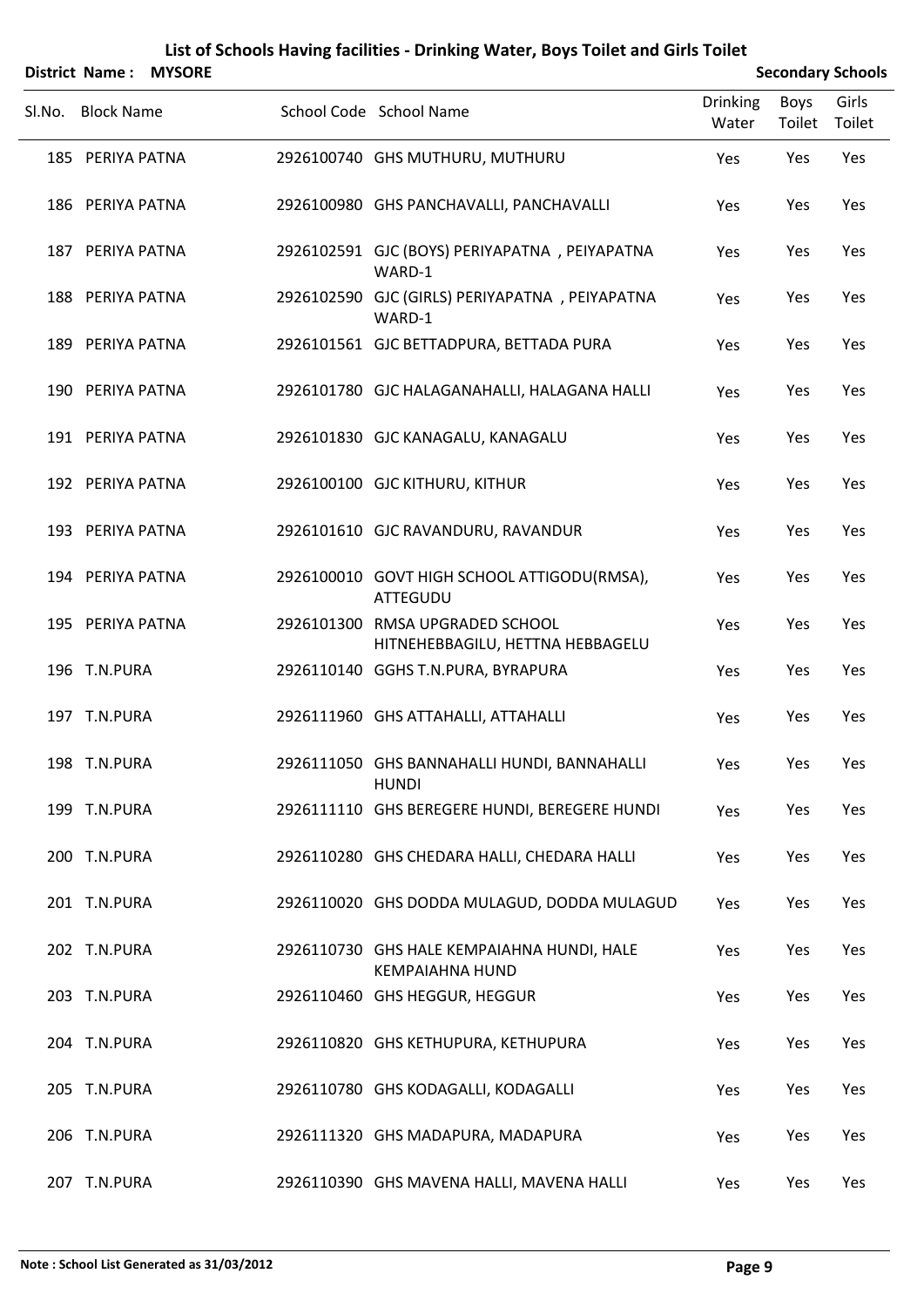# List of Schools Having facilities - Drinking Water, Boys Toilet and Girls Toilet

**District Name : MYSORE** **Secondary Schools**

| Sl.No. | Block Name | School Code | School Name | Drinking Water | Boys Toilet | Girls Toilet |
|---|---|---|---|---|---|---|
| 185 | PERIYA PATNA | 2926100740 | GHS MUTHURU, MUTHURU | Yes | Yes | Yes |
| 186 | PERIYA PATNA | 2926100980 | GHS PANCHAVALLI, PANCHAVALLI | Yes | Yes | Yes |
| 187 | PERIYA PATNA | 2926102591 | GJC (BOYS) PERIYAPATNA , PEIYAPATNA WARD-1 | Yes | Yes | Yes |
| 188 | PERIYA PATNA | 2926102590 | GJC (GIRLS) PERIYAPATNA , PEIYAPATNA WARD-1 | Yes | Yes | Yes |
| 189 | PERIYA PATNA | 2926101561 | GJC BETTADPURA, BETTADA PURA | Yes | Yes | Yes |
| 190 | PERIYA PATNA | 2926101780 | GJC HALAGANAHALLI, HALAGANA HALLI | Yes | Yes | Yes |
| 191 | PERIYA PATNA | 2926101830 | GJC KANAGALU, KANAGALU | Yes | Yes | Yes |
| 192 | PERIYA PATNA | 2926100100 | GJC KITHURU, KITHUR | Yes | Yes | Yes |
| 193 | PERIYA PATNA | 2926101610 | GJC RAVANDURU, RAVANDUR | Yes | Yes | Yes |
| 194 | PERIYA PATNA | 2926100010 | GOVT HIGH SCHOOL ATTIGODU(RMSA), ATTEGUDU | Yes | Yes | Yes |
| 195 | PERIYA PATNA | 2926101300 | RMSA UPGRADED SCHOOL HITNEHEBBAGILU, HETTNA HEBBAGELU | Yes | Yes | Yes |
| 196 | T.N.PURA | 2926110140 | GGHS T.N.PURA, BYRAPURA | Yes | Yes | Yes |
| 197 | T.N.PURA | 2926111960 | GHS ATTAHALLI, ATTAHALLI | Yes | Yes | Yes |
| 198 | T.N.PURA | 2926111050 | GHS BANNAHALLI HUNDI, BANNAHALLI HUNDI | Yes | Yes | Yes |
| 199 | T.N.PURA | 2926111110 | GHS BEREGERE HUNDI, BEREGERE HUNDI | Yes | Yes | Yes |
| 200 | T.N.PURA | 2926110280 | GHS CHEDARA HALLI, CHEDARA HALLI | Yes | Yes | Yes |
| 201 | T.N.PURA | 2926110020 | GHS DODDA MULAGUD, DODDA MULAGUD | Yes | Yes | Yes |
| 202 | T.N.PURA | 2926110730 | GHS HALE KEMPAIAHNA HUNDI, HALE KEMPAIAHNA HUND | Yes | Yes | Yes |
| 203 | T.N.PURA | 2926110460 | GHS HEGGUR, HEGGUR | Yes | Yes | Yes |
| 204 | T.N.PURA | 2926110820 | GHS KETHUPURA, KETHUPURA | Yes | Yes | Yes |
| 205 | T.N.PURA | 2926110780 | GHS KODAGALLI, KODAGALLI | Yes | Yes | Yes |
| 206 | T.N.PURA | 2926111320 | GHS MADAPURA, MADAPURA | Yes | Yes | Yes |
| 207 | T.N.PURA | 2926110390 | GHS MAVENA HALLI, MAVENA HALLI | Yes | Yes | Yes |

**Note : School List Generated as 31/03/2012**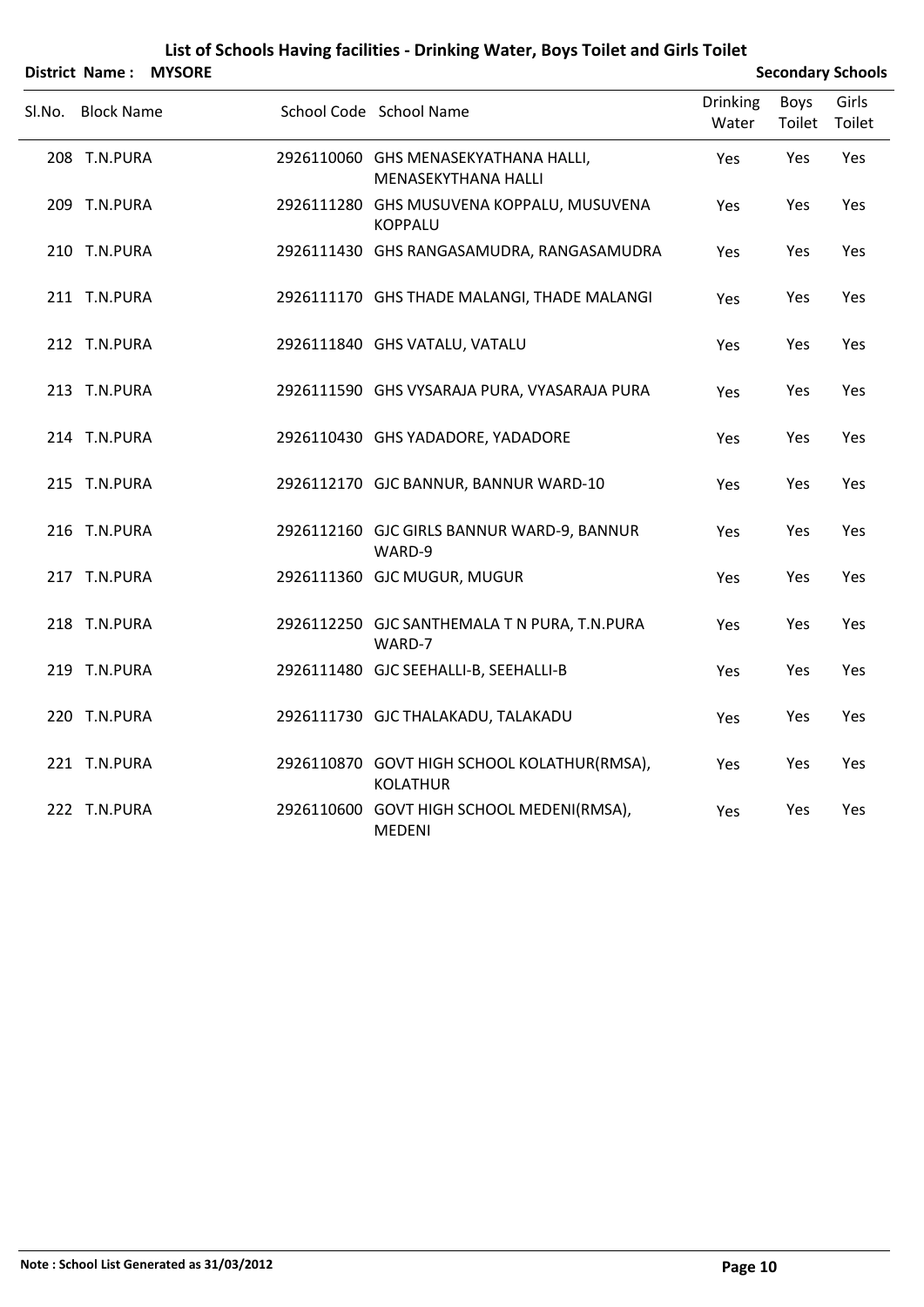# List of Schools Having facilities - Drinking Water, Boys Toilet and Girls Toilet

**District Name : MYSORE** **Secondary Schools**

| Sl.No. | Block Name | School Code | School Name | Drinking Water | Boys Toilet | Girls Toilet |
|---|---|---|---|---|---|---|
| 208 | T.N.PURA | 2926110060 | GHS MENASEKYATHANA HALLI, MENASEKYTHANA HALLI | Yes | Yes | Yes |
| 209 | T.N.PURA | 2926111280 | GHS MUSUVENA KOPPALU, MUSUVENA KOPPALU | Yes | Yes | Yes |
| 210 | T.N.PURA | 2926111430 | GHS RANGASAMUDRA, RANGASAMUDRA | Yes | Yes | Yes |
| 211 | T.N.PURA | 2926111170 | GHS THADE MALANGI, THADE MALANGI | Yes | Yes | Yes |
| 212 | T.N.PURA | 2926111840 | GHS VATALU, VATALU | Yes | Yes | Yes |
| 213 | T.N.PURA | 2926111590 | GHS VYSARAJA PURA, VYASARAJA PURA | Yes | Yes | Yes |
| 214 | T.N.PURA | 2926110430 | GHS YADADORE, YADADORE | Yes | Yes | Yes |
| 215 | T.N.PURA | 2926112170 | GJC BANNUR, BANNUR WARD-10 | Yes | Yes | Yes |
| 216 | T.N.PURA | 2926112160 | GJC GIRLS BANNUR WARD-9, BANNUR WARD-9 | Yes | Yes | Yes |
| 217 | T.N.PURA | 2926111360 | GJC MUGUR, MUGUR | Yes | Yes | Yes |
| 218 | T.N.PURA | 2926112250 | GJC SANTHEMALA T N PURA, T.N.PURA WARD-7 | Yes | Yes | Yes |
| 219 | T.N.PURA | 2926111480 | GJC SEEHALLI-B, SEEHALLI-B | Yes | Yes | Yes |
| 220 | T.N.PURA | 2926111730 | GJC THALAKADU, TALAKADU | Yes | Yes | Yes |
| 221 | T.N.PURA | 2926110870 | GOVT HIGH SCHOOL KOLATHUR(RMSA), KOLATHUR | Yes | Yes | Yes |
| 222 | T.N.PURA | 2926110600 | GOVT HIGH SCHOOL MEDENI(RMSA), MEDENI | Yes | Yes | Yes |

**Note : School List Generated as 31/03/2012**